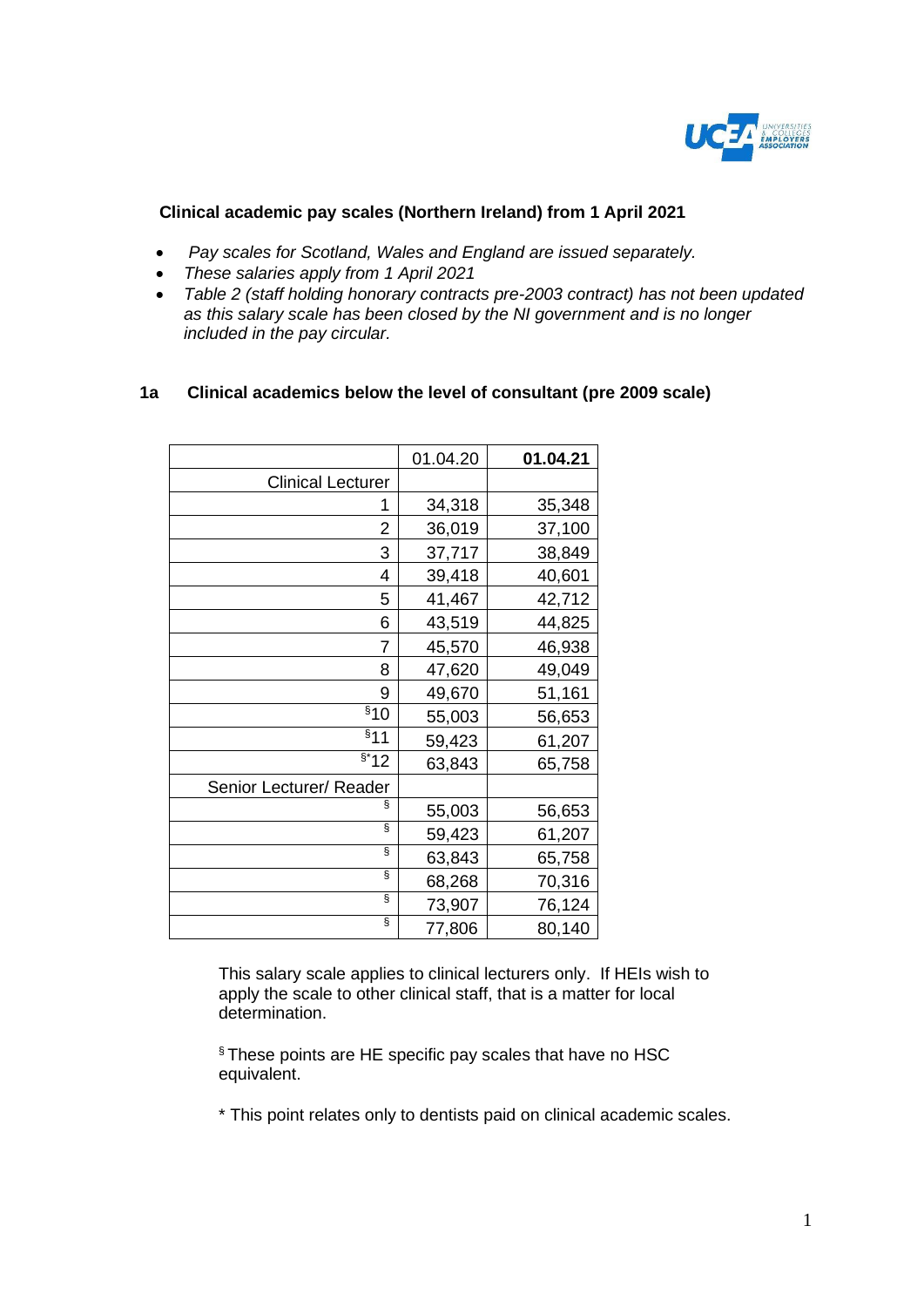## Clinical academic pay scales (Northern Ireland) from 1 April 2021

- *Pay scales for Scotland, Wales and England are issued separately.*
- *These salaries apply from 1 April 2021*
- *Table 2 (staff holding honorary contracts pre-2003 contract) has not been updated as this salary scale has been closed by the NI government and is no longer included in the pay circular.*

### 1a Clinical academics below the level of consultant (pre 2009 scale)

| | 01.04.20 | **01.04.21** |
|---|---|---|
| Clinical Lecturer | | |
| 1 | 34,318 | 35,348 |
| 2 | 36,019 | 37,100 |
| 3 | 37,717 | 38,849 |
| 4 | 39,418 | 40,601 |
| 5 | 41,467 | 42,712 |
| 6 | 43,519 | 44,825 |
| 7 | 45,570 | 46,938 |
| 8 | 47,620 | 49,049 |
| 9 | 49,670 | 51,161 |
| §10 | 55,003 | 56,653 |
| §11 | 59,423 | 61,207 |
| §*12 | 63,843 | 65,758 |
| Senior Lecturer/ Reader | | |
| § | 55,003 | 56,653 |
| § | 59,423 | 61,207 |
| § | 63,843 | 65,758 |
| § | 68,268 | 70,316 |
| § | 73,907 | 76,124 |
| § | 77,806 | 80,140 |

This salary scale applies to clinical lecturers only. If HEIs wish to apply the scale to other clinical staff, that is a matter for local determination.

§ These points are HE specific pay scales that have no HSC equivalent.

* This point relates only to dentists paid on clinical academic scales.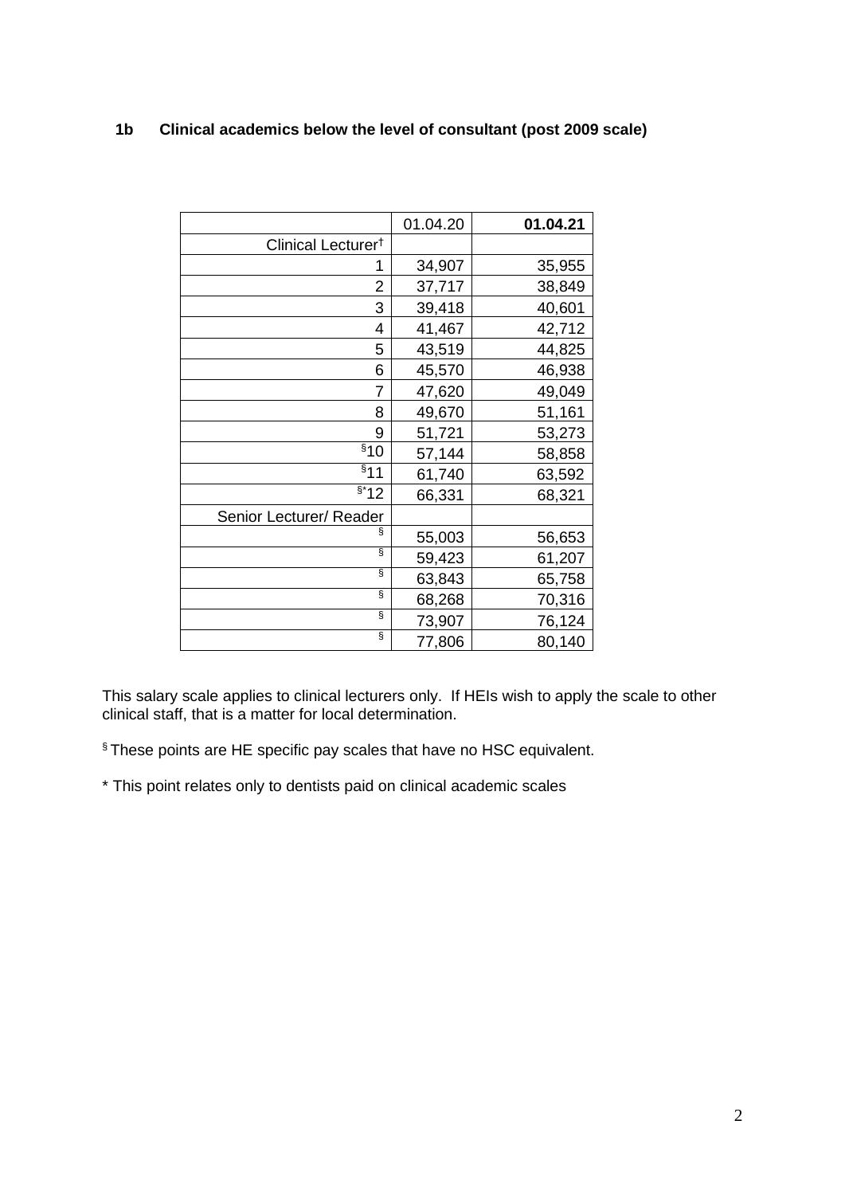### 1b Clinical academics below the level of consultant (post 2009 scale)

| | 01.04.20 | **01.04.21** |
|---|---|---|
| Clinical Lecturer[†] | | |
| 1 | 34,907 | 35,955 |
| 2 | 37,717 | 38,849 |
| 3 | 39,418 | 40,601 |
| 4 | 41,467 | 42,712 |
| 5 | 43,519 | 44,825 |
| 6 | 45,570 | 46,938 |
| 7 | 47,620 | 49,049 |
| 8 | 49,670 | 51,161 |
| 9 | 51,721 | 53,273 |
| [§]10 | 57,144 | 58,858 |
| [§]11 | 61,740 | 63,592 |
| [§*]12 | 66,331 | 68,321 |
| Senior Lecturer/ Reader | | |
| [§] | 55,003 | 56,653 |
| [§] | 59,423 | 61,207 |
| [§] | 63,843 | 65,758 |
| [§] | 68,268 | 70,316 |
| [§] | 73,907 | 76,124 |
| [§] | 77,806 | 80,140 |

This salary scale applies to clinical lecturers only. If HEIs wish to apply the scale to other clinical staff, that is a matter for local determination.

[§] These points are HE specific pay scales that have no HSC equivalent.

* This point relates only to dentists paid on clinical academic scales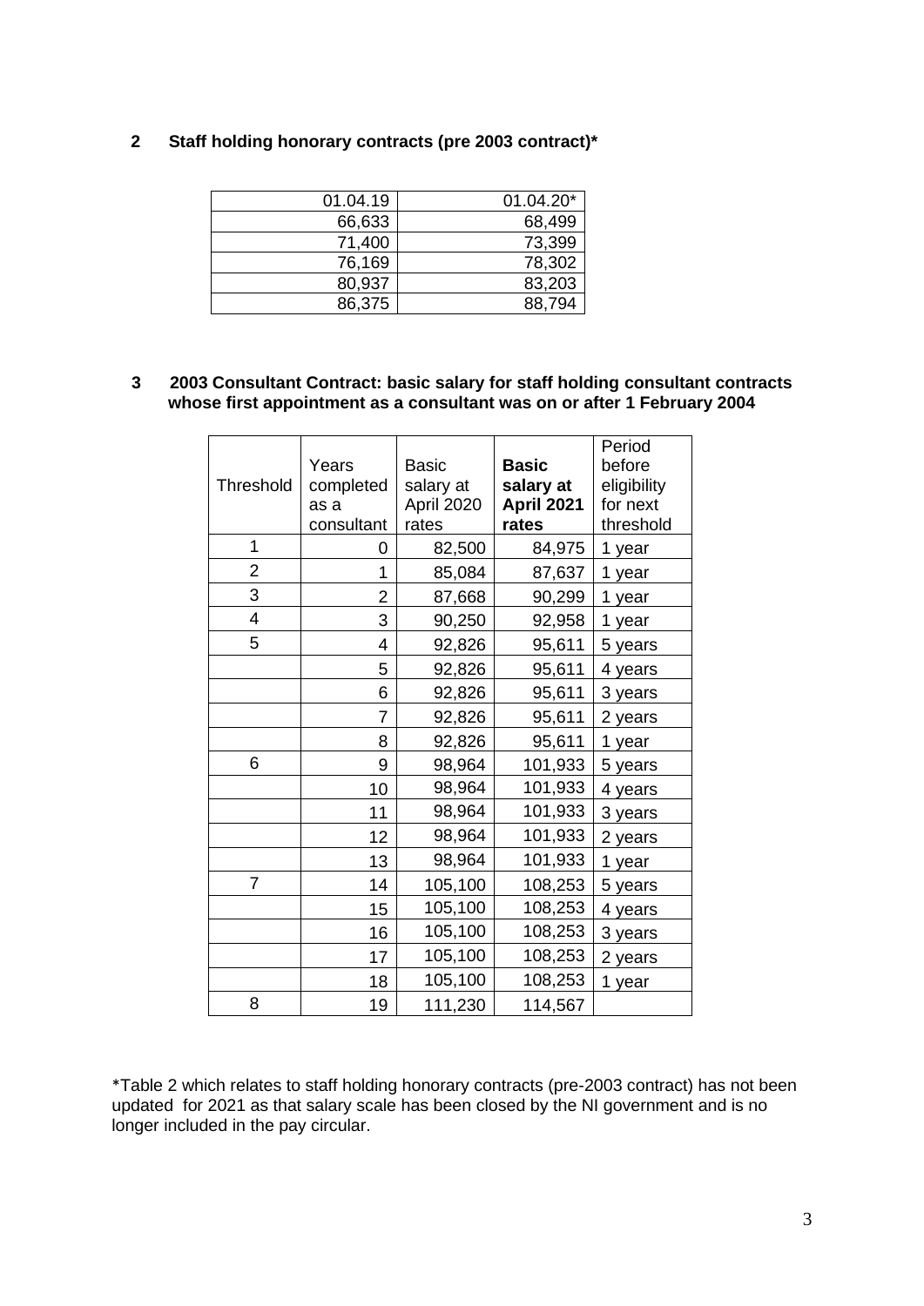## 2 Staff holding honorary contracts (pre 2003 contract)*

| 01.04.19 | 01.04.20* |
|---|---|
| 66,633 | 68,499 |
| 71,400 | 73,399 |
| 76,169 | 78,302 |
| 80,937 | 83,203 |
| 86,375 | 88,794 |

## 3 2003 Consultant Contract: basic salary for staff holding consultant contracts whose first appointment as a consultant was on or after 1 February 2004

| Threshold | Years completed as a consultant | Basic salary at April 2020 rates | **Basic salary at April 2021 rates** | Period before eligibility for next threshold |
|---|---|---|---|---|
| 1 | 0 | 82,500 | 84,975 | 1 year |
| 2 | 1 | 85,084 | 87,637 | 1 year |
| 3 | 2 | 87,668 | 90,299 | 1 year |
| 4 | 3 | 90,250 | 92,958 | 1 year |
| 5 | 4 | 92,826 | 95,611 | 5 years |
| | 5 | 92,826 | 95,611 | 4 years |
| | 6 | 92,826 | 95,611 | 3 years |
| | 7 | 92,826 | 95,611 | 2 years |
| | 8 | 92,826 | 95,611 | 1 year |
| 6 | 9 | 98,964 | 101,933 | 5 years |
| | 10 | 98,964 | 101,933 | 4 years |
| | 11 | 98,964 | 101,933 | 3 years |
| | 12 | 98,964 | 101,933 | 2 years |
| | 13 | 98,964 | 101,933 | 1 year |
| 7 | 14 | 105,100 | 108,253 | 5 years |
| | 15 | 105,100 | 108,253 | 4 years |
| | 16 | 105,100 | 108,253 | 3 years |
| | 17 | 105,100 | 108,253 | 2 years |
| | 18 | 105,100 | 108,253 | 1 year |
| 8 | 19 | 111,230 | 114,567 | |

*Table 2 which relates to staff holding honorary contracts (pre-2003 contract) has not been updated for 2021 as that salary scale has been closed by the NI government and is no longer included in the pay circular.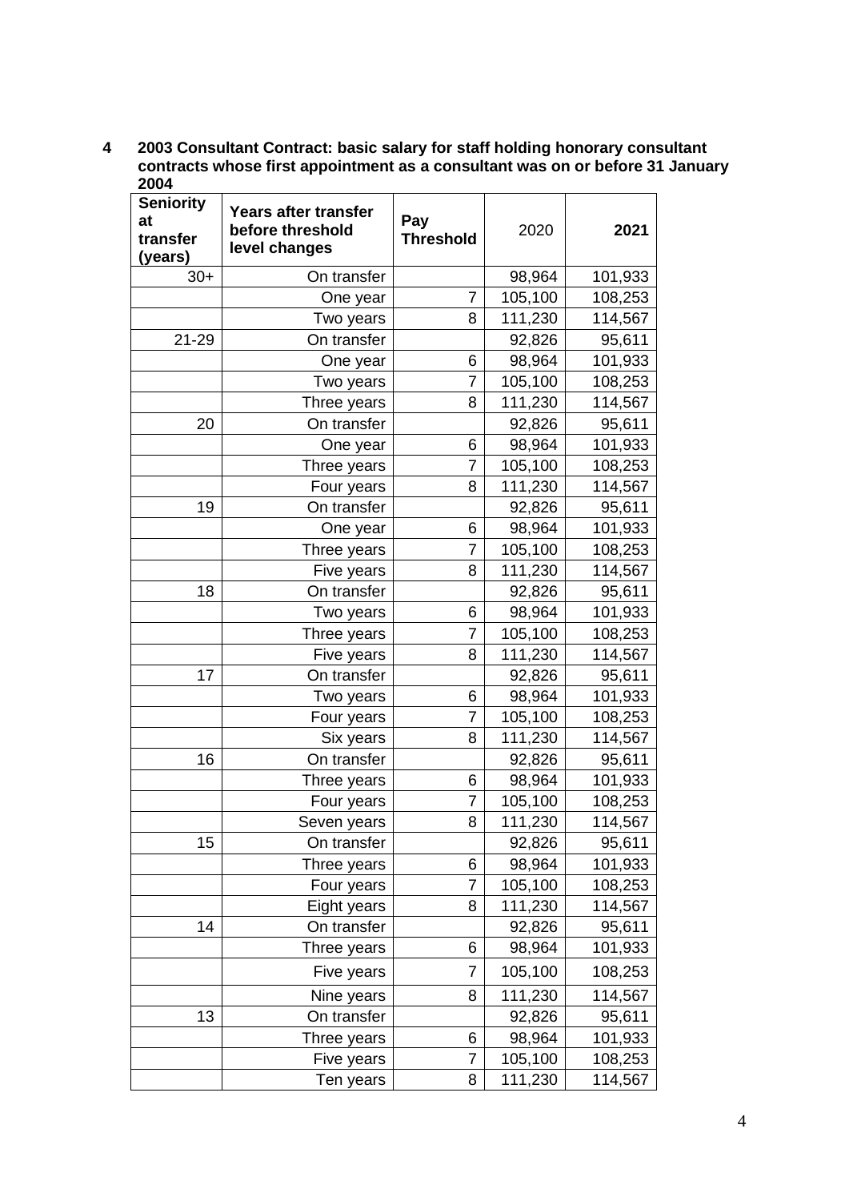**4 2003 Consultant Contract: basic salary for staff holding honorary consultant contracts whose first appointment as a consultant was on or before 31 January 2004**

| Seniority at transfer (years) | Years after transfer before threshold level changes | Pay Threshold | 2020 | 2021 |
|---|---|---|---|---|
| 30+ | On transfer | | 98,964 | 101,933 |
| | One year | 7 | 105,100 | 108,253 |
| | Two years | 8 | 111,230 | 114,567 |
| 21-29 | On transfer | | 92,826 | 95,611 |
| | One year | 6 | 98,964 | 101,933 |
| | Two years | 7 | 105,100 | 108,253 |
| | Three years | 8 | 111,230 | 114,567 |
| 20 | On transfer | | 92,826 | 95,611 |
| | One year | 6 | 98,964 | 101,933 |
| | Three years | 7 | 105,100 | 108,253 |
| | Four years | 8 | 111,230 | 114,567 |
| 19 | On transfer | | 92,826 | 95,611 |
| | One year | 6 | 98,964 | 101,933 |
| | Three years | 7 | 105,100 | 108,253 |
| | Five years | 8 | 111,230 | 114,567 |
| 18 | On transfer | | 92,826 | 95,611 |
| | Two years | 6 | 98,964 | 101,933 |
| | Three years | 7 | 105,100 | 108,253 |
| | Five years | 8 | 111,230 | 114,567 |
| 17 | On transfer | | 92,826 | 95,611 |
| | Two years | 6 | 98,964 | 101,933 |
| | Four years | 7 | 105,100 | 108,253 |
| | Six years | 8 | 111,230 | 114,567 |
| 16 | On transfer | | 92,826 | 95,611 |
| | Three years | 6 | 98,964 | 101,933 |
| | Four years | 7 | 105,100 | 108,253 |
| | Seven years | 8 | 111,230 | 114,567 |
| 15 | On transfer | | 92,826 | 95,611 |
| | Three years | 6 | 98,964 | 101,933 |
| | Four years | 7 | 105,100 | 108,253 |
| | Eight years | 8 | 111,230 | 114,567 |
| 14 | On transfer | | 92,826 | 95,611 |
| | Three years | 6 | 98,964 | 101,933 |
| | Five years | 7 | 105,100 | 108,253 |
| | Nine years | 8 | 111,230 | 114,567 |
| 13 | On transfer | | 92,826 | 95,611 |
| | Three years | 6 | 98,964 | 101,933 |
| | Five years | 7 | 105,100 | 108,253 |
| | Ten years | 8 | 111,230 | 114,567 |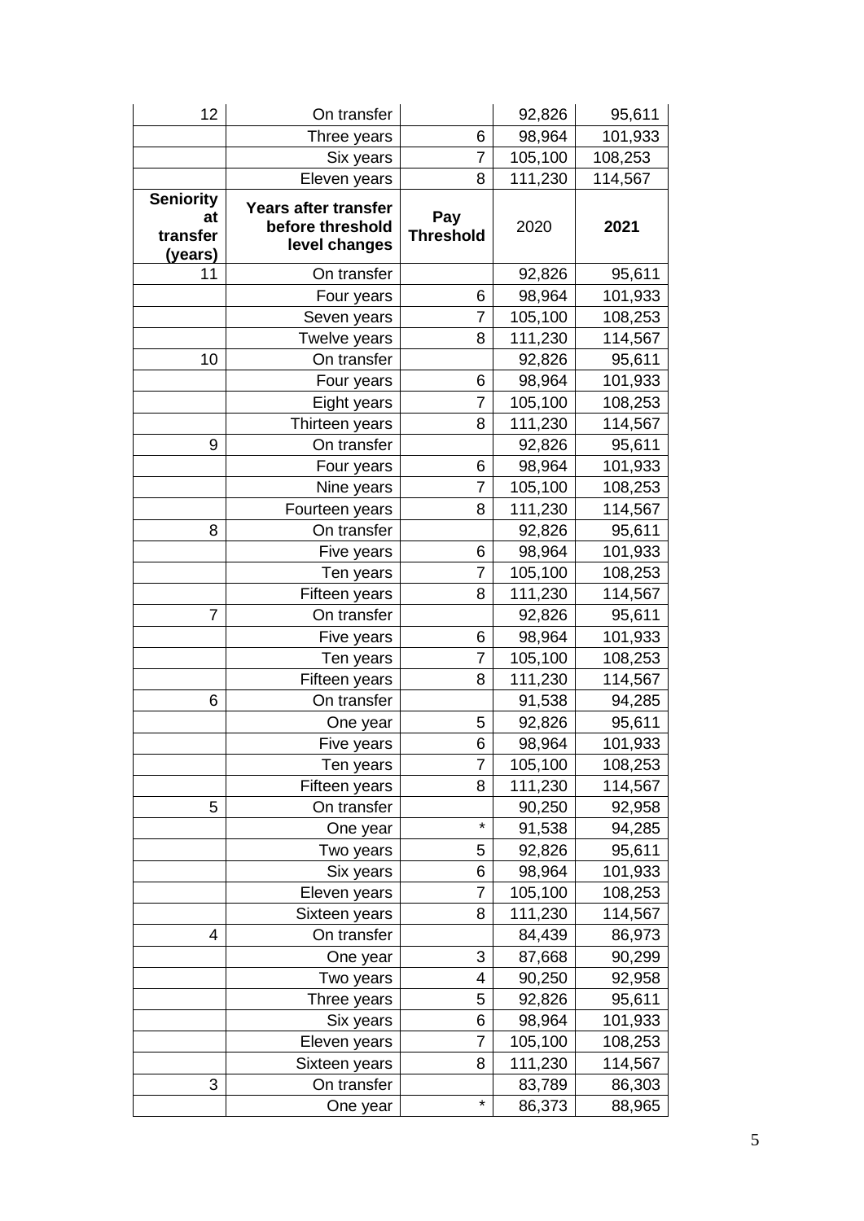| 12 | On transfer | | 92,826 | 95,611 |
|---|---|---|---|---|
| | Three years | 6 | 98,964 | 101,933 |
| | Six years | 7 | 105,100 | 108,253 |
| | Eleven years | 8 | 111,230 | 114,567 |
| **Seniority at transfer (years)** | **Years after transfer before threshold level changes** | **Pay Threshold** | 2020 | **2021** |
| 11 | On transfer | | 92,826 | 95,611 |
| | Four years | 6 | 98,964 | 101,933 |
| | Seven years | 7 | 105,100 | 108,253 |
| | Twelve years | 8 | 111,230 | 114,567 |
| 10 | On transfer | | 92,826 | 95,611 |
| | Four years | 6 | 98,964 | 101,933 |
| | Eight years | 7 | 105,100 | 108,253 |
| | Thirteen years | 8 | 111,230 | 114,567 |
| 9 | On transfer | | 92,826 | 95,611 |
| | Four years | 6 | 98,964 | 101,933 |
| | Nine years | 7 | 105,100 | 108,253 |
| | Fourteen years | 8 | 111,230 | 114,567 |
| 8 | On transfer | | 92,826 | 95,611 |
| | Five years | 6 | 98,964 | 101,933 |
| | Ten years | 7 | 105,100 | 108,253 |
| | Fifteen years | 8 | 111,230 | 114,567 |
| 7 | On transfer | | 92,826 | 95,611 |
| | Five years | 6 | 98,964 | 101,933 |
| | Ten years | 7 | 105,100 | 108,253 |
| | Fifteen years | 8 | 111,230 | 114,567 |
| 6 | On transfer | | 91,538 | 94,285 |
| | One year | 5 | 92,826 | 95,611 |
| | Five years | 6 | 98,964 | 101,933 |
| | Ten years | 7 | 105,100 | 108,253 |
| | Fifteen years | 8 | 111,230 | 114,567 |
| 5 | On transfer | | 90,250 | 92,958 |
| | One year | * | 91,538 | 94,285 |
| | Two years | 5 | 92,826 | 95,611 |
| | Six years | 6 | 98,964 | 101,933 |
| | Eleven years | 7 | 105,100 | 108,253 |
| | Sixteen years | 8 | 111,230 | 114,567 |
| 4 | On transfer | | 84,439 | 86,973 |
| | One year | 3 | 87,668 | 90,299 |
| | Two years | 4 | 90,250 | 92,958 |
| | Three years | 5 | 92,826 | 95,611 |
| | Six years | 6 | 98,964 | 101,933 |
| | Eleven years | 7 | 105,100 | 108,253 |
| | Sixteen years | 8 | 111,230 | 114,567 |
| 3 | On transfer | | 83,789 | 86,303 |
| | One year | * | 86,373 | 88,965 |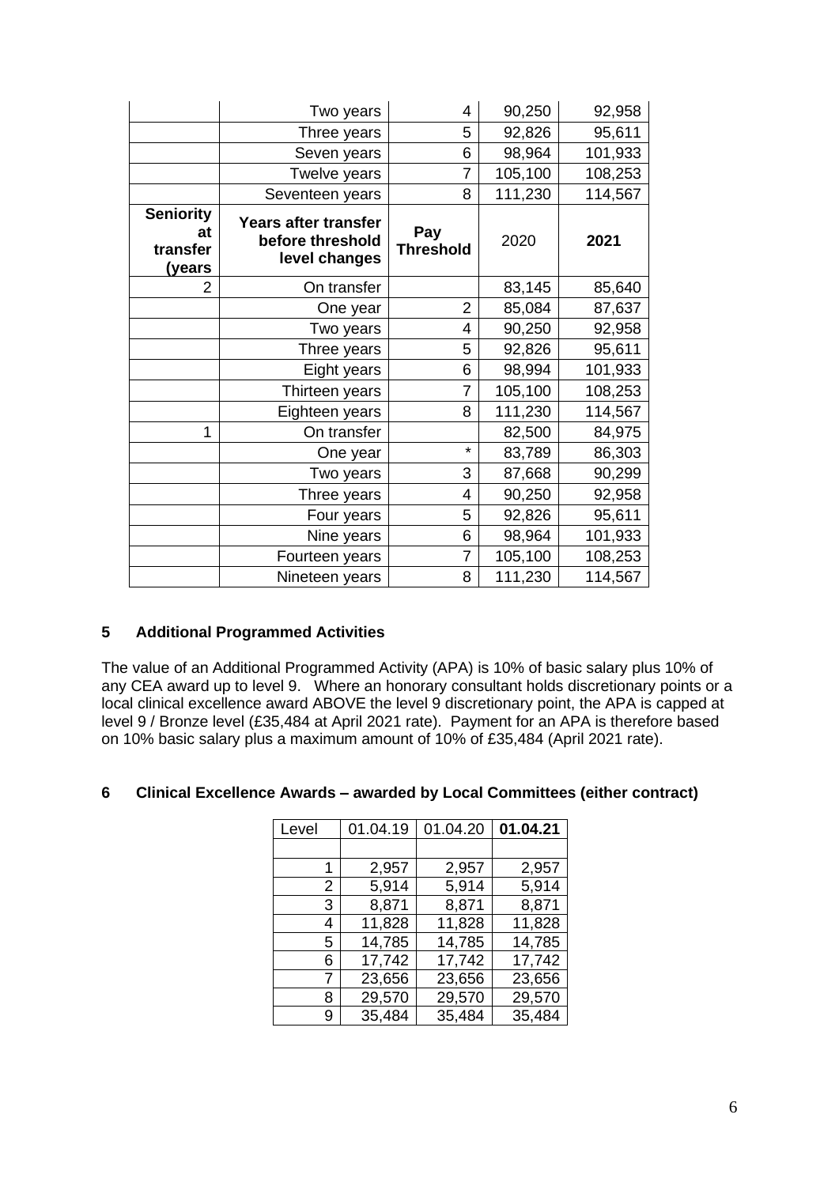| | Two years | 4 | 90,250 | 92,958 |
|---|---|---|---|---|
| | Three years | 5 | 92,826 | 95,611 |
| | Seven years | 6 | 98,964 | 101,933 |
| | Twelve years | 7 | 105,100 | 108,253 |
| | Seventeen years | 8 | 111,230 | 114,567 |
| **Seniority at transfer (years** | **Years after transfer before threshold level changes** | **Pay Threshold** | 2020 | **2021** |
| 2 | On transfer | | 83,145 | 85,640 |
| | One year | 2 | 85,084 | 87,637 |
| | Two years | 4 | 90,250 | 92,958 |
| | Three years | 5 | 92,826 | 95,611 |
| | Eight years | 6 | 98,994 | 101,933 |
| | Thirteen years | 7 | 105,100 | 108,253 |
| | Eighteen years | 8 | 111,230 | 114,567 |
| 1 | On transfer | | 82,500 | 84,975 |
| | One year | * | 83,789 | 86,303 |
| | Two years | 3 | 87,668 | 90,299 |
| | Three years | 4 | 90,250 | 92,958 |
| | Four years | 5 | 92,826 | 95,611 |
| | Nine years | 6 | 98,964 | 101,933 |
| | Fourteen years | 7 | 105,100 | 108,253 |
| | Nineteen years | 8 | 111,230 | 114,567 |

## 5 Additional Programmed Activities

The value of an Additional Programmed Activity (APA) is 10% of basic salary plus 10% of any CEA award up to level 9. Where an honorary consultant holds discretionary points or a local clinical excellence award ABOVE the level 9 discretionary point, the APA is capped at level 9 / Bronze level (£35,484 at April 2021 rate). Payment for an APA is therefore based on 10% basic salary plus a maximum amount of 10% of £35,484 (April 2021 rate).

## 6 Clinical Excellence Awards – awarded by Local Committees (either contract)

| Level | 01.04.19 | 01.04.20 | **01.04.21** |
|---|---|---|---|
| | | | |
| 1 | 2,957 | 2,957 | 2,957 |
| 2 | 5,914 | 5,914 | 5,914 |
| 3 | 8,871 | 8,871 | 8,871 |
| 4 | 11,828 | 11,828 | 11,828 |
| 5 | 14,785 | 14,785 | 14,785 |
| 6 | 17,742 | 17,742 | 17,742 |
| 7 | 23,656 | 23,656 | 23,656 |
| 8 | 29,570 | 29,570 | 29,570 |
| 9 | 35,484 | 35,484 | 35,484 |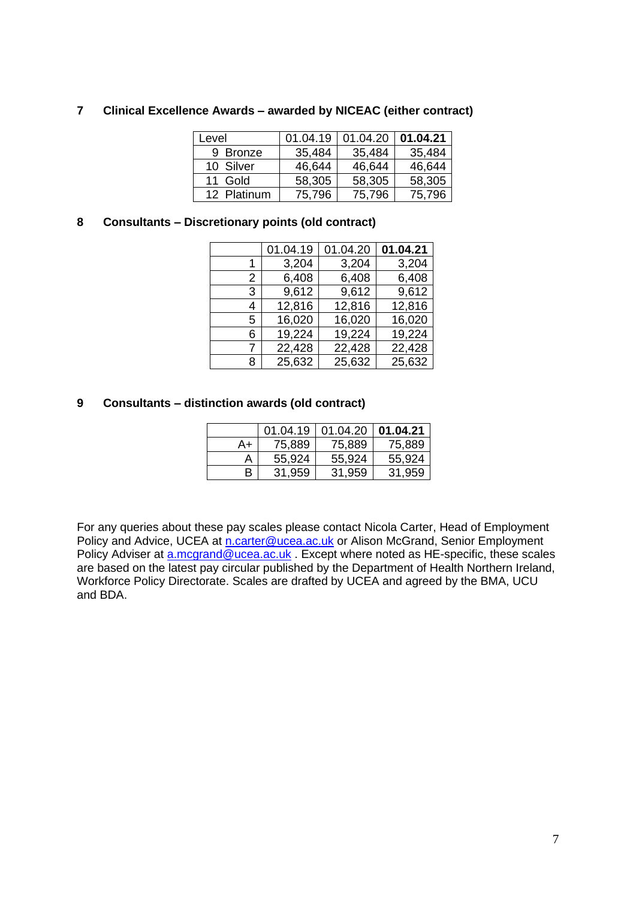## 7 Clinical Excellence Awards – awarded by NICEAC (either contract)

| Level | 01.04.19 | 01.04.20 | **01.04.21** |
|---|---|---|---|
| 9 Bronze | 35,484 | 35,484 | 35,484 |
| 10 Silver | 46,644 | 46,644 | 46,644 |
| 11 Gold | 58,305 | 58,305 | 58,305 |
| 12 Platinum | 75,796 | 75,796 | 75,796 |

## 8 Consultants – Discretionary points (old contract)

| | 01.04.19 | 01.04.20 | **01.04.21** |
|---|---|---|---|
| 1 | 3,204 | 3,204 | 3,204 |
| 2 | 6,408 | 6,408 | 6,408 |
| 3 | 9,612 | 9,612 | 9,612 |
| 4 | 12,816 | 12,816 | 12,816 |
| 5 | 16,020 | 16,020 | 16,020 |
| 6 | 19,224 | 19,224 | 19,224 |
| 7 | 22,428 | 22,428 | 22,428 |
| 8 | 25,632 | 25,632 | 25,632 |

## 9 Consultants – distinction awards (old contract)

| | 01.04.19 | 01.04.20 | **01.04.21** |
|---|---|---|---|
| A+ | 75,889 | 75,889 | 75,889 |
| A | 55,924 | 55,924 | 55,924 |
| B | 31,959 | 31,959 | 31,959 |

For any queries about these pay scales please contact Nicola Carter, Head of Employment Policy and Advice, UCEA at n.carter@ucea.ac.uk or Alison McGrand, Senior Employment Policy Adviser at a.mcgrand@ucea.ac.uk . Except where noted as HE-specific, these scales are based on the latest pay circular published by the Department of Health Northern Ireland, Workforce Policy Directorate. Scales are drafted by UCEA and agreed by the BMA, UCU and BDA.